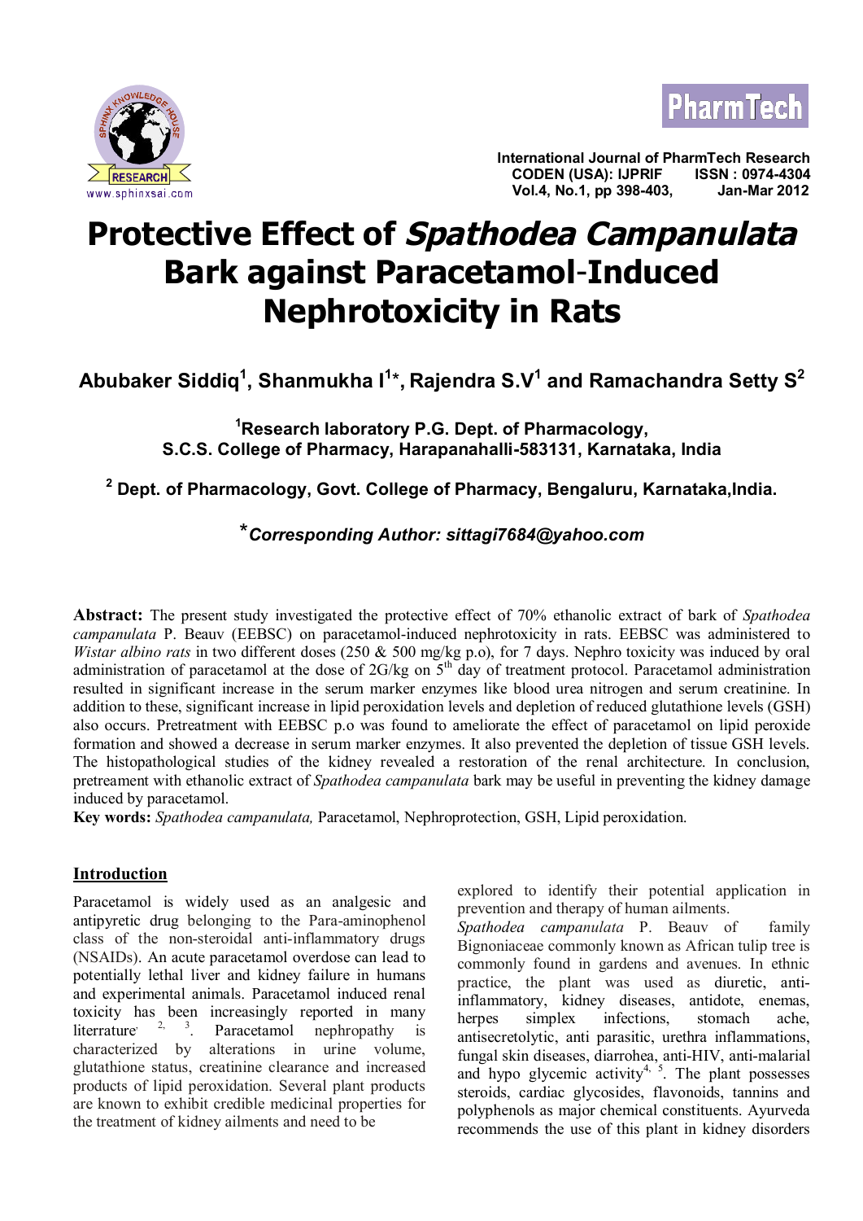International Journal of PharmTech Research
CODEN (USA): IJPRIF ISSN : 0974-4304
Vol.4, No.1, pp 398-403, Jan-Mar 2012

# Protective Effect of *Spathodea Campanulata* Bark against Paracetamol-Induced Nephrotoxicity in Rats

**Abubaker Siddiq[1], Shanmukha I[1]\*, Rajendra S.V[1] and Ramachandra Setty S[2]**

[1]Research laboratory P.G. Dept. of Pharmacology, S.C.S. College of Pharmacy, Harapanahalli-583131, Karnataka, India

[2] Dept. of Pharmacology, Govt. College of Pharmacy, Bengaluru, Karnataka,India.

*\*Corresponding Author: sittagi7684@yahoo.com*

**Abstract:** The present study investigated the protective effect of 70% ethanolic extract of bark of *Spathodea campanulata* P. Beauv (EEBSC) on paracetamol-induced nephrotoxicity in rats. EEBSC was administered to *Wistar albino rats* in two different doses (250 & 500 mg/kg p.o), for 7 days. Nephro toxicity was induced by oral administration of paracetamol at the dose of 2G/kg on 5th day of treatment protocol. Paracetamol administration resulted in significant increase in the serum marker enzymes like blood urea nitrogen and serum creatinine. In addition to these, significant increase in lipid peroxidation levels and depletion of reduced glutathione levels (GSH) also occurs. Pretreatment with EEBSC p.o was found to ameliorate the effect of paracetamol on lipid peroxide formation and showed a decrease in serum marker enzymes. It also prevented the depletion of tissue GSH levels. The histopathological studies of the kidney revealed a restoration of the renal architecture. In conclusion, pretreatment with ethanolic extract of *Spathodea campanulata* bark may be useful in preventing the kidney damage induced by paracetamol.

**Key words:** *Spathodea campanulata,* Paracetamol, Nephroprotection, GSH, Lipid peroxidation.

## Introduction

Paracetamol is widely used as an analgesic and antipyretic drug belonging to the Para-aminophenol class of the non-steroidal anti-inflammatory drugs (NSAIDs). An acute paracetamol overdose can lead to potentially lethal liver and kidney failure in humans and experimental animals. Paracetamol induced renal toxicity has been increasingly reported in many literrature[1, 2, 3]. Paracetamol nephropathy is characterized by alterations in urine volume, glutathione status, creatinine clearance and increased products of lipid peroxidation. Several plant products are known to exhibit credible medicinal properties for the treatment of kidney ailments and need to be explored to identify their potential application in prevention and therapy of human ailments.

*Spathodea campanulata* P. Beauv of family Bignoniaceae commonly known as African tulip tree is commonly found in gardens and avenues. In ethnic practice, the plant was used as diuretic, anti-inflammatory, kidney diseases, antidote, enemas, herpes simplex infections, stomach ache, antisecretolytic, anti parasitic, urethra inflammations, fungal skin diseases, diarrohea, anti-HIV, anti-malarial and hypo glycemic activity[4, 5]. The plant possesses steroids, cardiac glycosides, flavonoids, tannins and polyphenols as major chemical constituents. Ayurveda recommends the use of this plant in kidney disorders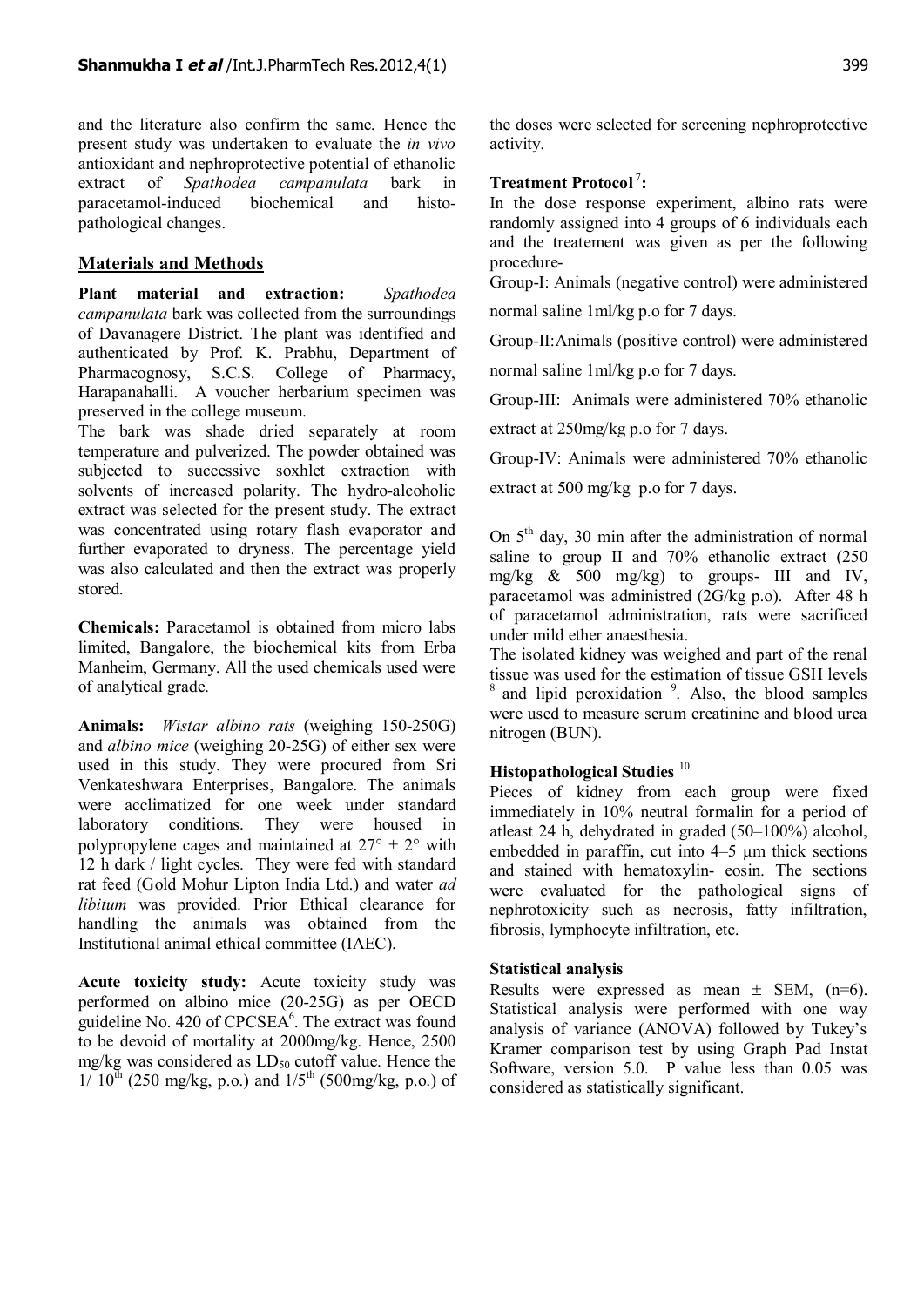and the literature also confirm the same. Hence the present study was undertaken to evaluate the *in vivo* antioxidant and nephroprotective potential of ethanolic extract of *Spathodea campanulata* bark in paracetamol-induced biochemical and histo-pathological changes.

## Materials and Methods

**Plant material and extraction:** *Spathodea campanulata* bark was collected from the surroundings of Davanagere District. The plant was identified and authenticated by Prof. K. Prabhu, Department of Pharmacognosy, S.C.S. College of Pharmacy, Harapanahalli. A voucher herbarium specimen was preserved in the college museum.

The bark was shade dried separately at room temperature and pulverized. The powder obtained was subjected to successive soxhlet extraction with solvents of increased polarity. The hydro-alcoholic extract was selected for the present study. The extract was concentrated using rotary flash evaporator and further evaporated to dryness. The percentage yield was also calculated and then the extract was properly stored.

**Chemicals:** Paracetamol is obtained from micro labs limited, Bangalore, the biochemical kits from Erba Manheim, Germany. All the used chemicals used were of analytical grade.

**Animals:** *Wistar albino rats* (weighing 150-250G) and *albino mice* (weighing 20-25G) of either sex were used in this study. They were procured from Sri Venkateshwara Enterprises, Bangalore. The animals were acclimatized for one week under standard laboratory conditions. They were housed in polypropylene cages and maintained at 27° ± 2° with 12 h dark / light cycles. They were fed with standard rat feed (Gold Mohur Lipton India Ltd.) and water *ad libitum* was provided. Prior Ethical clearance for handling the animals was obtained from the Institutional animal ethical committee (IAEC).

**Acute toxicity study:** Acute toxicity study was performed on albino mice (20-25G) as per OECD guideline No. 420 of CPCSEA[6]. The extract was found to be devoid of mortality at 2000mg/kg. Hence, 2500 mg/kg was considered as $LD_{50}$ cutoff value. Hence the $1/10^{th}$ (250 mg/kg, p.o.) and $1/5^{th}$ (500mg/kg, p.o.) of the doses were selected for screening nephroprotective activity.

**Treatment Protocol[7]:**

In the dose response experiment, albino rats were randomly assigned into 4 groups of 6 individuals each and the treatement was given as per the following procedure-

Group-I: Animals (negative control) were administered normal saline 1ml/kg p.o for 7 days.

Group-II: Animals (positive control) were administered normal saline 1ml/kg p.o for 7 days.

Group-III: Animals were administered 70% ethanolic extract at 250mg/kg p.o for 7 days.

Group-IV: Animals were administered 70% ethanolic extract at 500 mg/kg p.o for 7 days.

On $5^{th}$ day, 30 min after the administration of normal saline to group II and 70% ethanolic extract (250 mg/kg & 500 mg/kg) to groups- III and IV, paracetamol was administred (2G/kg p.o). After 48 h of paracetamol administration, rats were sacrificed under mild ether anaesthesia.

The isolated kidney was weighed and part of the renal tissue was used for the estimation of tissue GSH levels [8] and lipid peroxidation [9]. Also, the blood samples were used to measure serum creatinine and blood urea nitrogen (BUN).

**Histopathological Studies [10]**

Pieces of kidney from each group were fixed immediately in 10% neutral formalin for a period of atleast 24 h, dehydrated in graded (50–100%) alcohol, embedded in paraffin, cut into 4–5 µm thick sections and stained with hematoxylin- eosin. The sections were evaluated for the pathological signs of nephrotoxicity such as necrosis, fatty infiltration, fibrosis, lymphocyte infiltration, etc.

**Statistical analysis**

Results were expressed as mean ± SEM, (n=6). Statistical analysis were performed with one way analysis of variance (ANOVA) followed by Tukey's Kramer comparison test by using Graph Pad Instat Software, version 5.0. P value less than 0.05 was considered as statistically significant.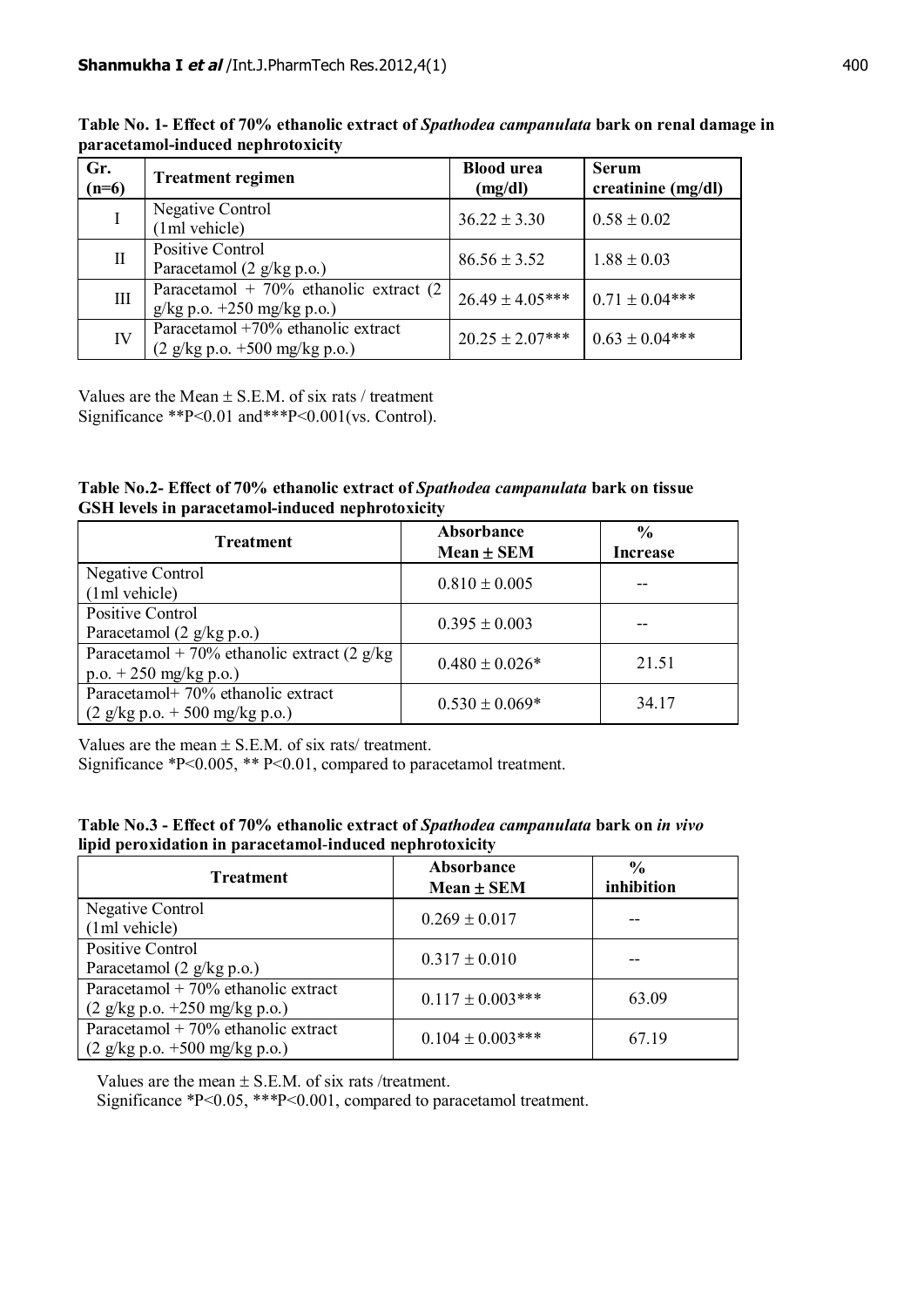**Table No. 1- Effect of 70% ethanolic extract of *Spathodea campanulata* bark on renal damage in paracetamol-induced nephrotoxicity**

| Gr. (n=6) | Treatment regimen | Blood urea (mg/dl) | Serum creatinine (mg/dl) |
|---|---|---|---|
| I | Negative Control (1ml vehicle) | 36.22 ± 3.30 | 0.58 ± 0.02 |
| II | Positive Control Paracetamol (2 g/kg p.o.) | 86.56 ± 3.52 | 1.88 ± 0.03 |
| III | Paracetamol + 70% ethanolic extract (2 g/kg p.o. +250 mg/kg p.o.) | 26.49 ± 4.05*** | 0.71 ± 0.04*** |
| IV | Paracetamol +70% ethanolic extract (2 g/kg p.o. +500 mg/kg p.o.) | 20.25 ± 2.07*** | 0.63 ± 0.04*** |

Values are the Mean ± S.E.M. of six rats / treatment
Significance **P<0.01 and***P<0.001(vs. Control).

**Table No.2- Effect of 70% ethanolic extract of *Spathodea campanulata* bark on tissue GSH levels in paracetamol-induced nephrotoxicity**

| Treatment | Absorbance Mean ± SEM | % Increase |
|---|---|---|
| Negative Control (1ml vehicle) | 0.810 ± 0.005 | -- |
| Positive Control Paracetamol (2 g/kg p.o.) | 0.395 ± 0.003 | -- |
| Paracetamol + 70% ethanolic extract (2 g/kg p.o. + 250 mg/kg p.o.) | 0.480 ± 0.026* | 21.51 |
| Paracetamol+ 70% ethanolic extract (2 g/kg p.o. + 500 mg/kg p.o.) | 0.530 ± 0.069* | 34.17 |

Values are the mean ± S.E.M. of six rats/ treatment.
Significance *P<0.005, ** P<0.01, compared to paracetamol treatment.

**Table No.3 - Effect of 70% ethanolic extract of *Spathodea campanulata* bark on *in vivo* lipid peroxidation in paracetamol-induced nephrotoxicity**

| Treatment | Absorbance Mean ± SEM | % inhibition |
|---|---|---|
| Negative Control (1ml vehicle) | 0.269 ± 0.017 | -- |
| Positive Control Paracetamol (2 g/kg p.o.) | 0.317 ± 0.010 | -- |
| Paracetamol + 70% ethanolic extract (2 g/kg p.o. +250 mg/kg p.o.) | 0.117 ± 0.003*** | 63.09 |
| Paracetamol + 70% ethanolic extract (2 g/kg p.o. +500 mg/kg p.o.) | 0.104 ± 0.003*** | 67.19 |

Values are the mean ± S.E.M. of six rats /treatment.
Significance *P<0.05, ***P<0.001, compared to paracetamol treatment.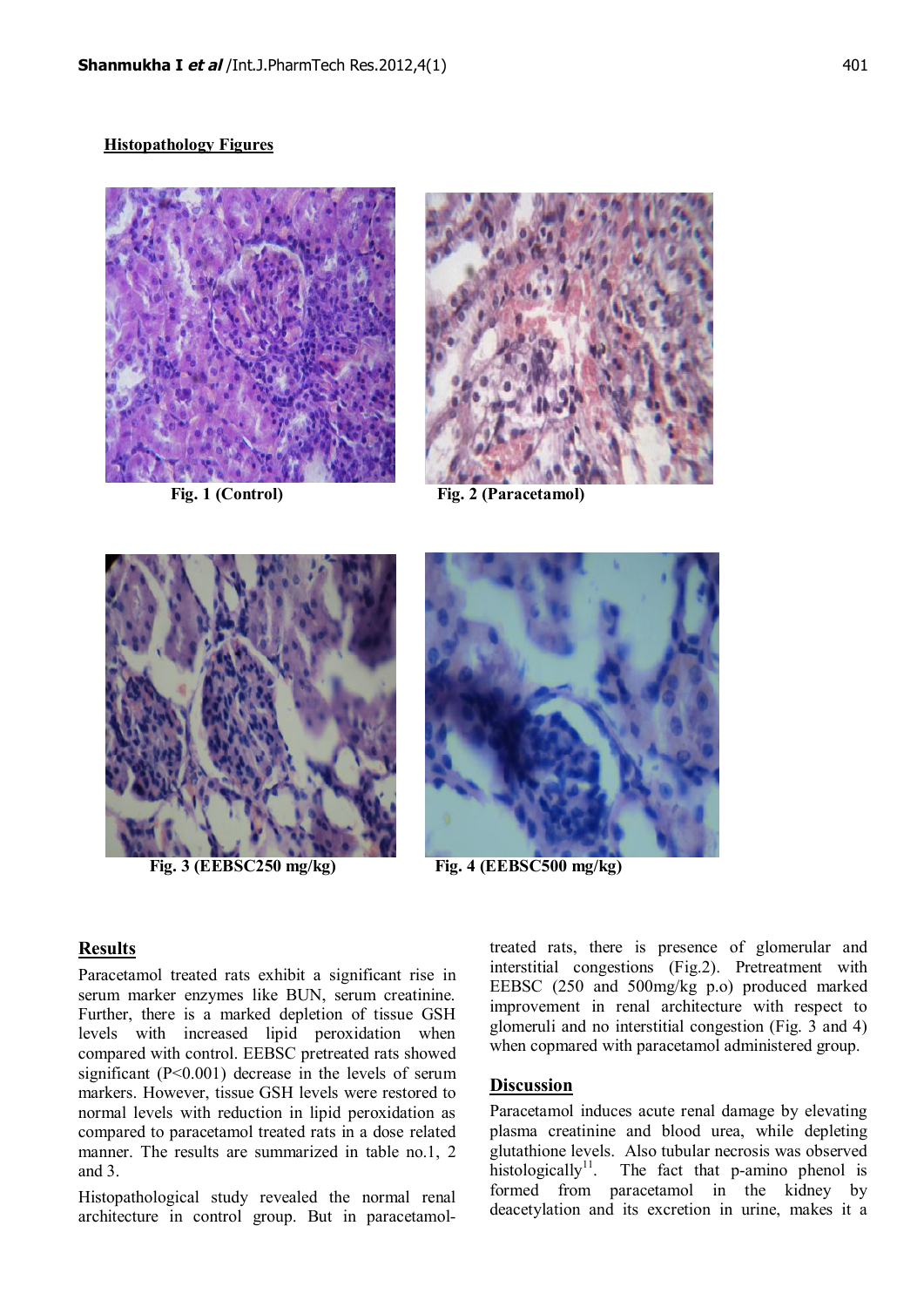## Histopathology Figures

Fig. 1 (Control)

Fig. 2 (Paracetamol)

Fig. 3 (EEBSC250 mg/kg)

Fig. 4 (EEBSC500 mg/kg)

## Results

Paracetamol treated rats exhibit a significant rise in serum marker enzymes like BUN, serum creatinine. Further, there is a marked depletion of tissue GSH levels with increased lipid peroxidation when compared with control. EEBSC pretreated rats showed significant ($P<0.001$) decrease in the levels of serum markers. However, tissue GSH levels were restored to normal levels with reduction in lipid peroxidation as compared to paracetamol treated rats in a dose related manner. The results are summarized in table no.1, 2 and 3.

Histopathological study revealed the normal renal architecture in control group. But in paracetamol-treated rats, there is presence of glomerular and interstitial congestions (Fig.2). Pretreatment with EEBSC (250 and 500mg/kg p.o) produced marked improvement in renal architecture with respect to glomeruli and no interstitial congestion (Fig. 3 and 4) when copmared with paracetamol administered group.

## Discussion

Paracetamol induces acute renal damage by elevating plasma creatinine and blood urea, while depleting glutathione levels. Also tubular necrosis was observed histologically[11]. The fact that p-amino phenol is formed from paracetamol in the kidney by deacetylation and its excretion in urine, makes it a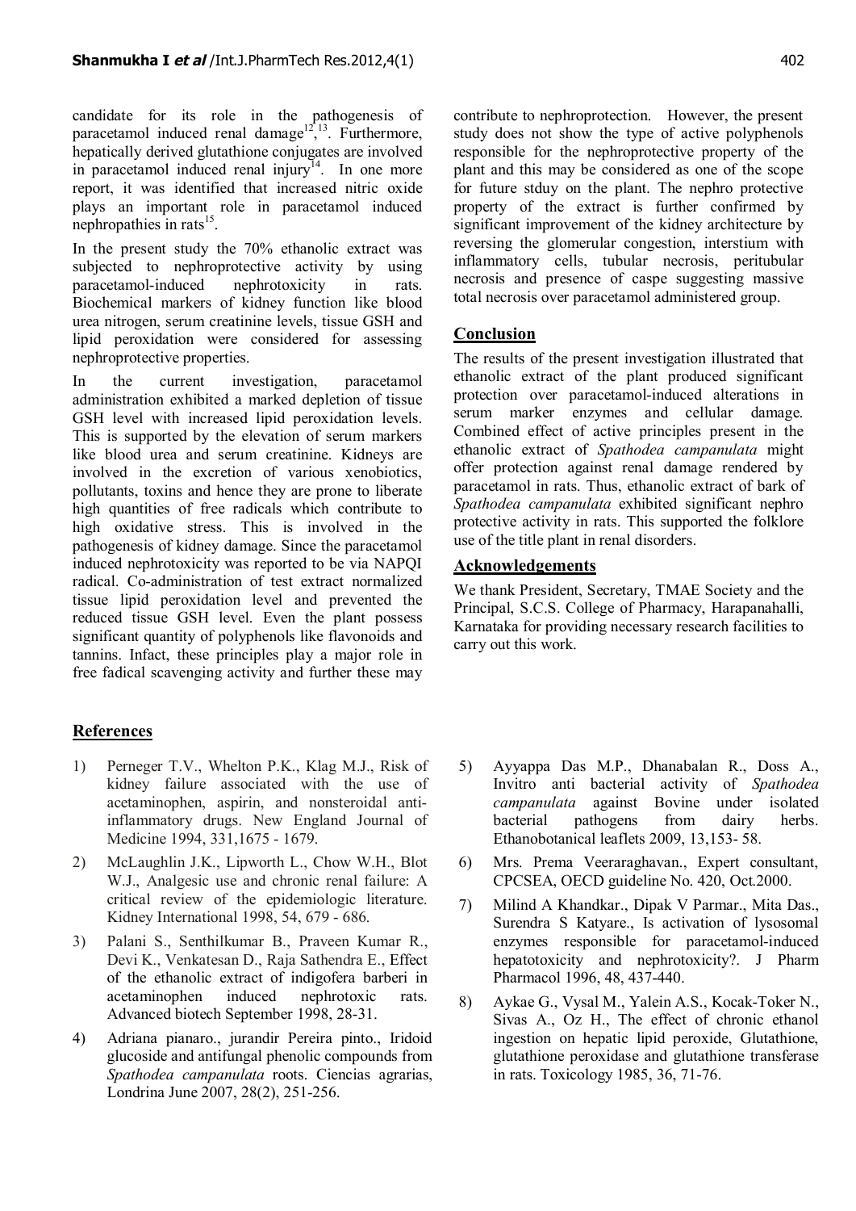candidate for its role in the pathogenesis of paracetamol induced renal damage[12, 13]. Furthermore, hepatically derived glutathione conjugates are involved in paracetamol induced renal injury[14]. In one more report, it was identified that increased nitric oxide plays an important role in paracetamol induced nephropathies in rats[15].

In the present study the 70% ethanolic extract was subjected to nephroprotective activity by using paracetamol-induced nephrotoxicity in rats. Biochemical markers of kidney function like blood urea nitrogen, serum creatinine levels, tissue GSH and lipid peroxidation were considered for assessing nephroprotective properties.

In the current investigation, paracetamol administration exhibited a marked depletion of tissue GSH level with increased lipid peroxidation levels. This is supported by the elevation of serum markers like blood urea and serum creatinine. Kidneys are involved in the excretion of various xenobiotics, pollutants, toxins and hence they are prone to liberate high quantities of free radicals which contribute to high oxidative stress. This is involved in the pathogenesis of kidney damage. Since the paracetamol induced nephrotoxicity was reported to be via NAPQI radical. Co-administration of test extract normalized tissue lipid peroxidation level and prevented the reduced tissue GSH level. Even the plant possess significant quantity of polyphenols like flavonoids and tannins. Infact, these principles play a major role in free fadical scavenging activity and further these may contribute to nephroprotection. However, the present study does not show the type of active polyphenols responsible for the nephroprotective property of the plant and this may be considered as one of the scope for future stduy on the plant. The nephro protective property of the extract is further confirmed by significant improvement of the kidney architecture by reversing the glomerular congestion, interstium with inflammatory cells, tubular necrosis, peritubular necrosis and presence of caspe suggesting massive total necrosis over paracetamol administered group.

## Conclusion

The results of the present investigation illustrated that ethanolic extract of the plant produced significant protection over paracetamol-induced alterations in serum marker enzymes and cellular damage. Combined effect of active principles present in the ethanolic extract of *Spathodea campanulata* might offer protection against renal damage rendered by paracetamol in rats. Thus, ethanolic extract of bark of *Spathodea campanulata* exhibited significant nephro protective activity in rats. This supported the folklore use of the title plant in renal disorders.

## Acknowledgements

We thank President, Secretary, TMAE Society and the Principal, S.C.S. College of Pharmacy, Harapanahalli, Karnataka for providing necessary research facilities to carry out this work.

## References

1) Perneger T.V., Whelton P.K., Klag M.J., Risk of kidney failure associated with the use of acetaminophen, aspirin, and nonsteroidal anti-inflammatory drugs. New England Journal of Medicine 1994, 331,1675 - 1679.
2) McLaughlin J.K., Lipworth L., Chow W.H., Blot W.J., Analgesic use and chronic renal failure: A critical review of the epidemiologic literature. Kidney International 1998, 54, 679 - 686.
3) Palani S., Senthilkumar B., Praveen Kumar R., Devi K., Venkatesan D., Raja Sathendra E., Effect of the ethanolic extract of indigofera barberi in acetaminophen induced nephrotoxic rats. Advanced biotech September 1998, 28-31.
4) Adriana pianaro., jurandir Pereira pinto., Iridoid glucoside and antifungal phenolic compounds from *Spathodea campanulata* roots. Ciencias agrarias, Londrina June 2007, 28(2), 251-256.
5) Ayyappa Das M.P., Dhanabalan R., Doss A., Invitro anti bacterial activity of *Spathodea campanulata* against Bovine under isolated bacterial pathogens from dairy herbs. Ethanobotanical leaflets 2009, 13,153- 58.
6) Mrs. Prema Veeraraghavan., Expert consultant, CPCSEA, OECD guideline No. 420, Oct.2000.
7) Milind A Khandkar., Dipak V Parmar., Mita Das., Surendra S Katyare., Is activation of lysosomal enzymes responsible for paracetamol-induced hepatotoxicity and nephrotoxicity?. J Pharm Pharmacol 1996, 48, 437-440.
8) Aykae G., Vysal M., Yalein A.S., Kocak-Toker N., Sivas A., Oz H., The effect of chronic ethanol ingestion on hepatic lipid peroxide, Glutathione, glutathione peroxidase and glutathione transferase in rats. Toxicology 1985, 36, 71-76.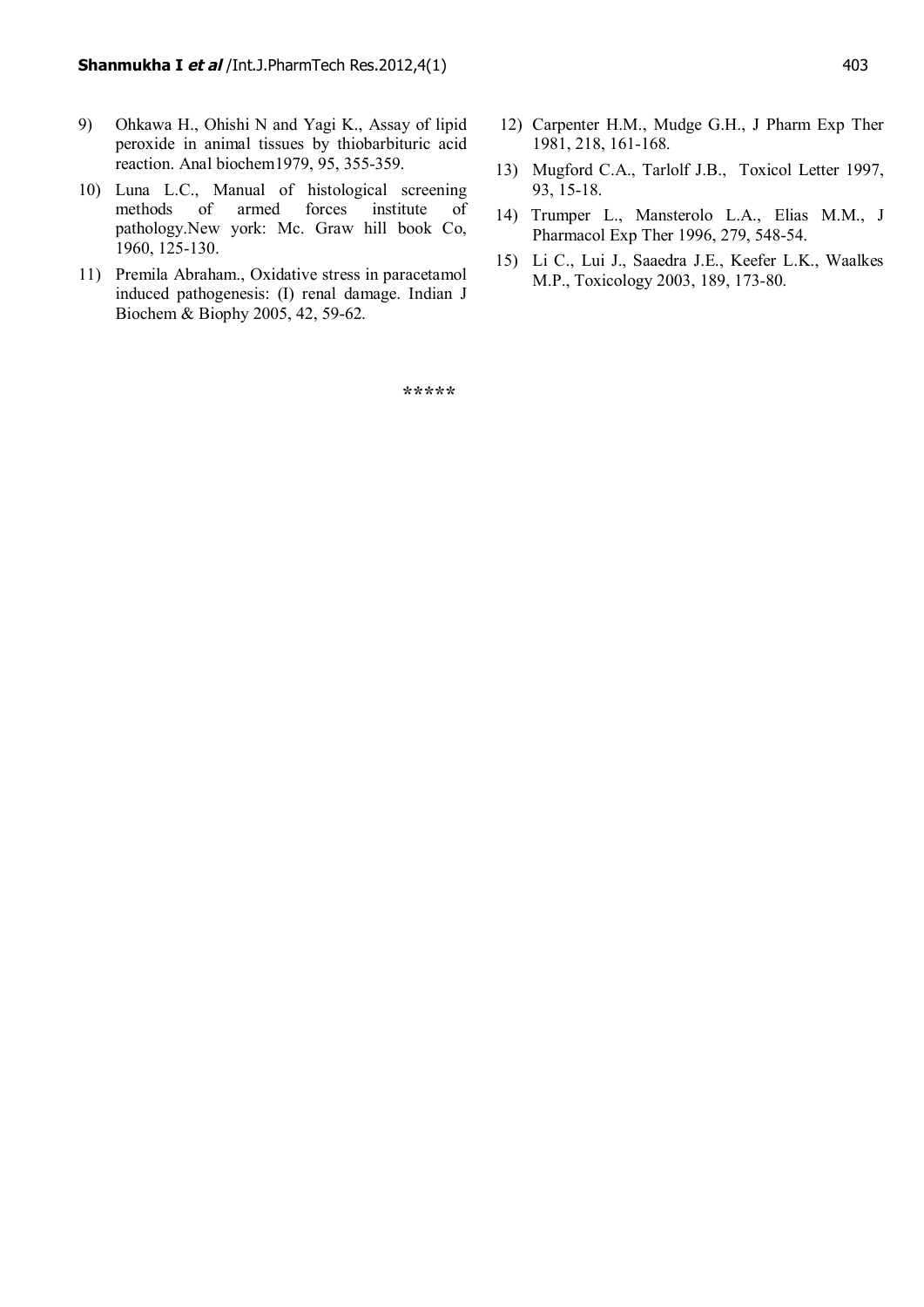9) Ohkawa H., Ohishi N and Yagi K., Assay of lipid peroxide in animal tissues by thiobarbituric acid reaction. Anal biochem1979, 95, 355-359.

10) Luna L.C., Manual of histological screening methods of armed forces institute of pathology.New york: Mc. Graw hill book Co, 1960, 125-130.

11) Premila Abraham., Oxidative stress in paracetamol induced pathogenesis: (I) renal damage. Indian J Biochem & Biophy 2005, 42, 59-62.

12) Carpenter H.M., Mudge G.H., J Pharm Exp Ther 1981, 218, 161-168.

13) Mugford C.A., Tarlolf J.B., Toxicol Letter 1997, 93, 15-18.

14) Trumper L., Mansterolo L.A., Elias M.M., J Pharmacol Exp Ther 1996, 279, 548-54.

15) Li C., Lui J., Saaedra J.E., Keefer L.K., Waalkes M.P., Toxicology 2003, 189, 173-80.

*****